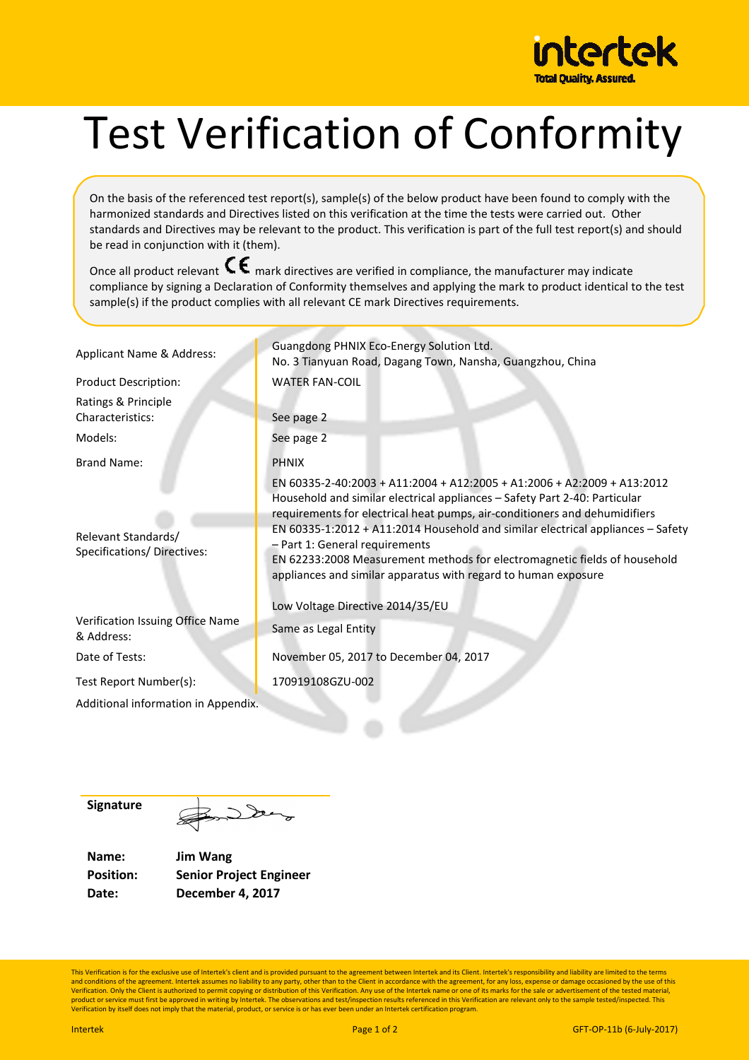# Test Verification of Conformity

On the basis of the referenced test report(s), sample(s) of the below product have been found to comply with the harmonized standards and Directives listed on this verification at the time the tests were carried out. Other standards and Directives may be relevant to the product. This verification is part of the full test report(s) and should be read in conjunction with it (them).

Once all product relevant CE mark directives are verified in compliance, the manufacturer may indicate compliance by signing a Declaration of Conformity themselves and applying the mark to product identical to the test sample(s) if the product complies with all relevant CE mark Directives requirements.

| | |
|---|---|
| Applicant Name & Address: | Guangdong PHNIX Eco-Energy Solution Ltd.<br>No. 3 Tianyuan Road, Dagang Town, Nansha, Guangzhou, China |
| Product Description: | WATER FAN-COIL |
| Ratings & Principle Characteristics: | See page 2 |
| Models: | See page 2 |
| Brand Name: | PHNIX |
| Relevant Standards/ Specifications/ Directives: | EN 60335-2-40:2003 + A11:2004 + A12:2005 + A1:2006 + A2:2009 + A13:2012 Household and similar electrical appliances – Safety Part 2-40: Particular requirements for electrical heat pumps, air-conditioners and dehumidifiers<br>EN 60335-1:2012 + A11:2014 Household and similar electrical appliances – Safety – Part 1: General requirements<br>EN 62233:2008 Measurement methods for electromagnetic fields of household appliances and similar apparatus with regard to human exposure<br><br>Low Voltage Directive 2014/35/EU |
| Verification Issuing Office Name & Address: | Same as Legal Entity |
| Date of Tests: | November 05, 2017 to December 04, 2017 |
| Test Report Number(s): | 170919108GZU-002 |

Additional information in Appendix.

**Signature**

**Name:** **Jim Wang**
**Position:** **Senior Project Engineer**
**Date:** **December 4, 2017**

This Verification is for the exclusive use of Intertek's client and is provided pursuant to the agreement between Intertek and its Client. Intertek's responsibility and liability are limited to the terms and conditions of the agreement. Intertek assumes no liability to any party, other than to the Client in accordance with the agreement, for any loss, expense or damage occasioned by the use of this Verification. Only the Client is authorized to permit copying or distribution of this Verification. Any use of the Intertek name or one of its marks for the sale or advertisement of the tested material, product or service must first be approved in writing by Intertek. The observations and test/inspection results referenced in this Verification are relevant only to the sample tested/inspected. This Verification by itself does not imply that the material, product, or service is or has ever been under an Intertek certification program.

Intertek GFT-OP-11b (6-July-2017)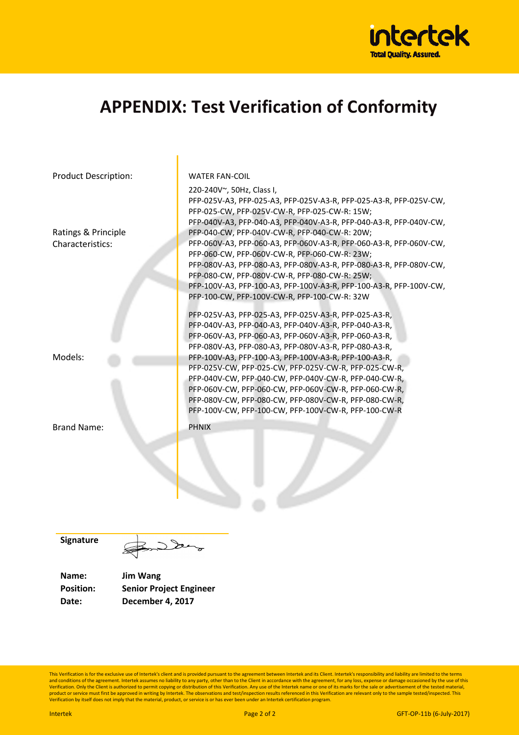# APPENDIX: Test Verification of Conformity

| | |
|---|---|
| Product Description: | WATER FAN-COIL |
| Ratings & Principle Characteristics: | 220-240V~, 50Hz, Class I, PFP-025V-A3, PFP-025-A3, PFP-025V-A3-R, PFP-025-A3-R, PFP-025V-CW, PFP-025-CW, PFP-025V-CW-R, PFP-025-CW-R: 15W; PFP-040V-A3, PFP-040-A3, PFP-040V-A3-R, PFP-040-A3-R, PFP-040V-CW, PFP-040-CW, PFP-040V-CW-R, PFP-040-CW-R: 20W; PFP-060V-A3, PFP-060-A3, PFP-060V-A3-R, PFP-060-A3-R, PFP-060V-CW, PFP-060-CW, PFP-060V-CW-R, PFP-060-CW-R: 23W; PFP-080V-A3, PFP-080-A3, PFP-080V-A3-R, PFP-080-A3-R, PFP-080V-CW, PFP-080-CW, PFP-080V-CW-R, PFP-080-CW-R: 25W; PFP-100V-A3, PFP-100-A3, PFP-100V-A3-R, PFP-100-A3-R, PFP-100V-CW, PFP-100-CW, PFP-100V-CW-R, PFP-100-CW-R: 32W |
| Models: | PFP-025V-A3, PFP-025-A3, PFP-025V-A3-R, PFP-025-A3-R, PFP-040V-A3, PFP-040-A3, PFP-040V-A3-R, PFP-040-A3-R, PFP-060V-A3, PFP-060-A3, PFP-060V-A3-R, PFP-060-A3-R, PFP-080V-A3, PFP-080-A3, PFP-080V-A3-R, PFP-080-A3-R, PFP-100V-A3, PFP-100-A3, PFP-100V-A3-R, PFP-100-A3-R, PFP-025V-CW, PFP-025-CW, PFP-025V-CW-R, PFP-025-CW-R, PFP-040V-CW, PFP-040-CW, PFP-040V-CW-R, PFP-040-CW-R, PFP-060V-CW, PFP-060-CW, PFP-060V-CW-R, PFP-060-CW-R, PFP-080V-CW, PFP-080-CW, PFP-080V-CW-R, PFP-080-CW-R, PFP-100V-CW, PFP-100-CW, PFP-100V-CW-R, PFP-100-CW-R |
| Brand Name: | PHNIX |

**Signature**

**Name:** **Jim Wang**
**Position:** **Senior Project Engineer**
**Date:** **December 4, 2017**

This Verification is for the exclusive use of Intertek's client and is provided pursuant to the agreement between Intertek and its Client. Intertek's responsibility and liability are limited to the terms and conditions of the agreement. Intertek assumes no liability to any party, other than to the Client in accordance with the agreement, for any loss, expense or damage occasioned by the use of this Verification. Only the Client is authorized to permit copying or distribution of this Verification. Any use of the Intertek name or one of its marks for the sale or advertisement of the tested material, product or service must first be approved in writing by Intertek. The observations and test/inspection results referenced in this Verification are relevant only to the sample tested/inspected. This Verification by itself does not imply that the material, product, or service is or has ever been under an Intertek certification program.

GFT-OP-11b (6-July-2017)